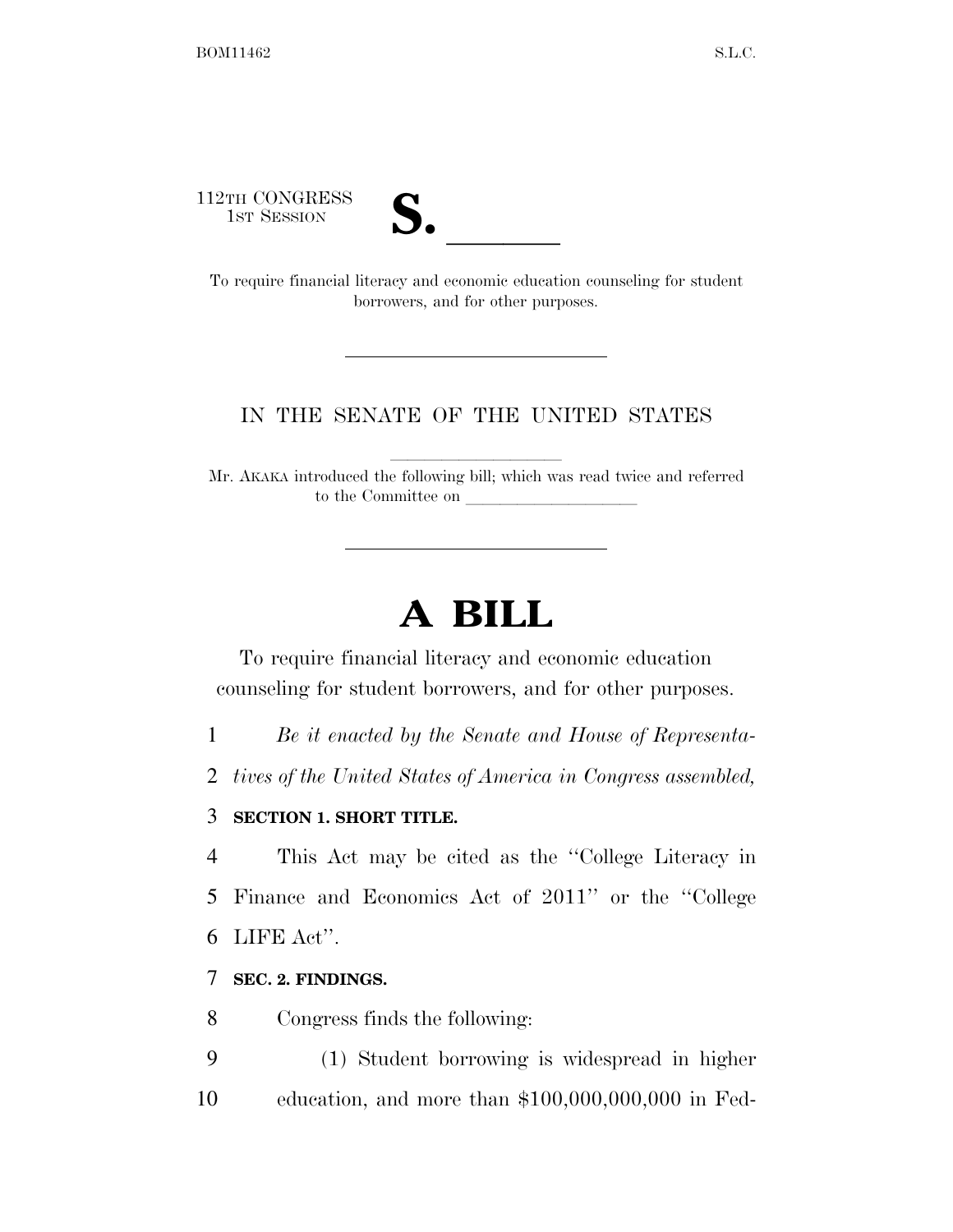112TH CONGRESS
1ST SESSION

# S. ______

To require financial literacy and economic education counseling for student borrowers, and for other purposes.

IN THE SENATE OF THE UNITED STATES

Mr. AKAKA introduced the following bill; which was read twice and referred to the Committee on ______________

# A BILL

To require financial literacy and economic education counseling for student borrowers, and for other purposes.

*Be it enacted by the Senate and House of Representatives of the United States of America in Congress assembled,*

**SECTION 1. SHORT TITLE.**

This Act may be cited as the ''College Literacy in Finance and Economics Act of 2011'' or the ''College LIFE Act''.

**SEC. 2. FINDINGS.**

Congress finds the following:

(1) Student borrowing is widespread in higher education, and more than $100,000,000,000 in Fed-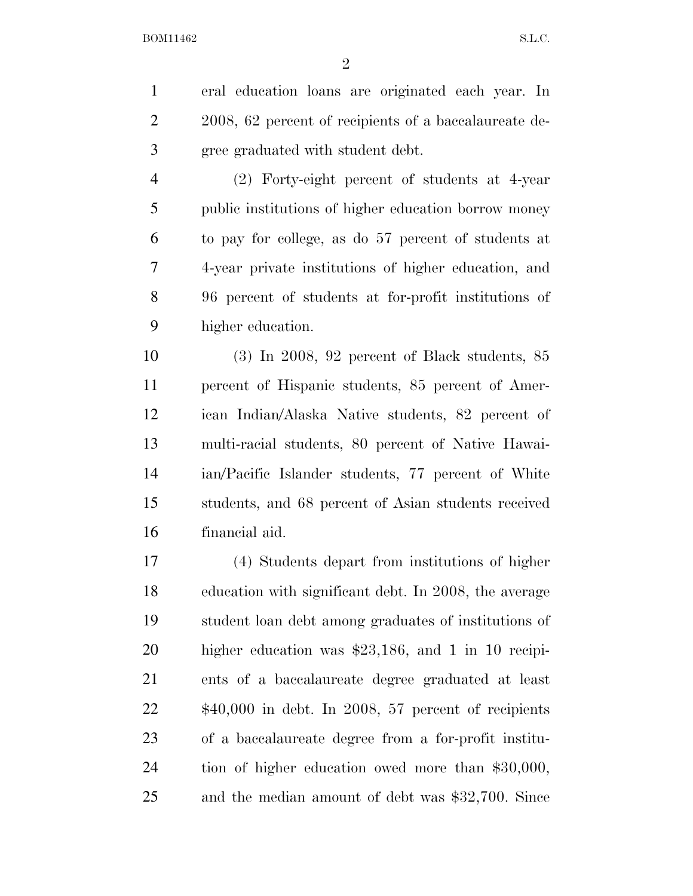eral education loans are originated each year. In 2008, 62 percent of recipients of a baccalaureate degree graduated with student debt.

(2) Forty-eight percent of students at 4-year public institutions of higher education borrow money to pay for college, as do 57 percent of students at 4-year private institutions of higher education, and 96 percent of students at for-profit institutions of higher education.

(3) In 2008, 92 percent of Black students, 85 percent of Hispanic students, 85 percent of American Indian/Alaska Native students, 82 percent of multi-racial students, 80 percent of Native Hawaiian/Pacific Islander students, 77 percent of White students, and 68 percent of Asian students received financial aid.

(4) Students depart from institutions of higher education with significant debt. In 2008, the average student loan debt among graduates of institutions of higher education was $23,186, and 1 in 10 recipients of a baccalaureate degree graduated at least $40,000 in debt. In 2008, 57 percent of recipients of a baccalaureate degree from a for-profit institution of higher education owed more than $30,000, and the median amount of debt was $32,700. Since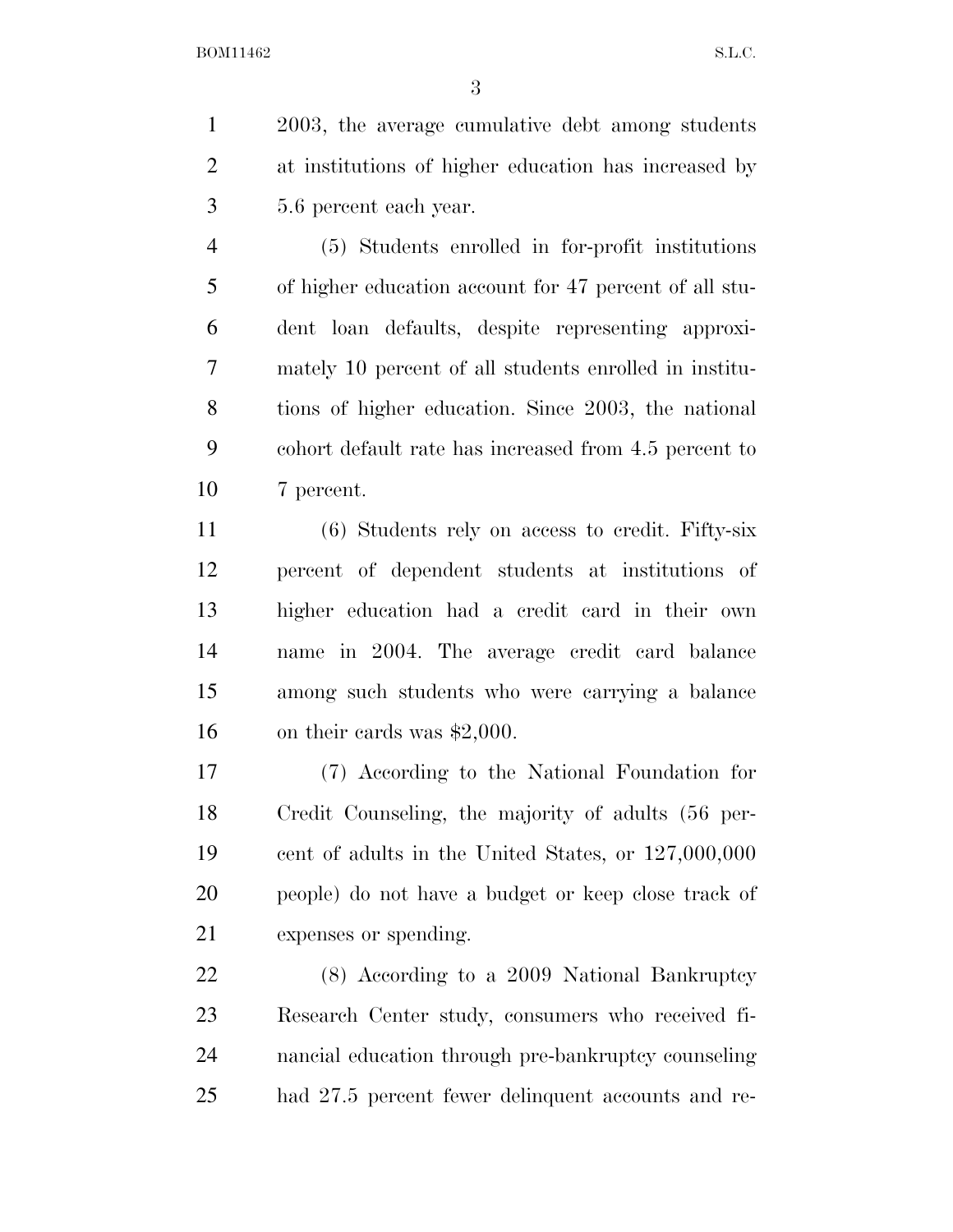2003, the average cumulative debt among students at institutions of higher education has increased by 5.6 percent each year.

(5) Students enrolled in for-profit institutions of higher education account for 47 percent of all student loan defaults, despite representing approximately 10 percent of all students enrolled in institutions of higher education. Since 2003, the national cohort default rate has increased from 4.5 percent to 7 percent.

(6) Students rely on access to credit. Fifty-six percent of dependent students at institutions of higher education had a credit card in their own name in 2004. The average credit card balance among such students who were carrying a balance on their cards was $2,000.

(7) According to the National Foundation for Credit Counseling, the majority of adults (56 percent of adults in the United States, or 127,000,000 people) do not have a budget or keep close track of expenses or spending.

(8) According to a 2009 National Bankruptcy Research Center study, consumers who received financial education through pre-bankruptcy counseling had 27.5 percent fewer delinquent accounts and re-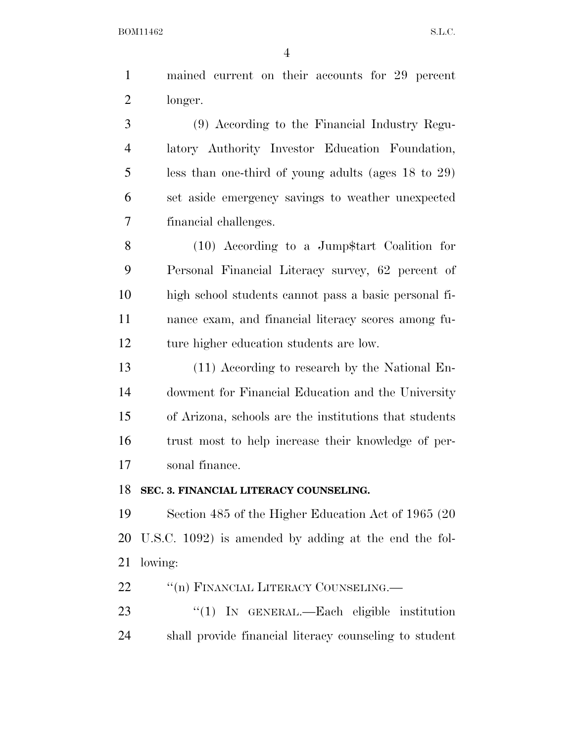mained current on their accounts for 29 percent longer.

(9) According to the Financial Industry Regulatory Authority Investor Education Foundation, less than one-third of young adults (ages 18 to 29) set aside emergency savings to weather unexpected financial challenges.

(10) According to a Jump$tart Coalition for Personal Financial Literacy survey, 62 percent of high school students cannot pass a basic personal finance exam, and financial literacy scores among future higher education students are low.

(11) According to research by the National Endowment for Financial Education and the University of Arizona, schools are the institutions that students trust most to help increase their knowledge of personal finance.

**SEC. 3. FINANCIAL LITERACY COUNSELING.**

Section 485 of the Higher Education Act of 1965 (20 U.S.C. 1092) is amended by adding at the end the following:

''(n) FINANCIAL LITERACY COUNSELING.—

''(1) IN GENERAL.—Each eligible institution shall provide financial literacy counseling to student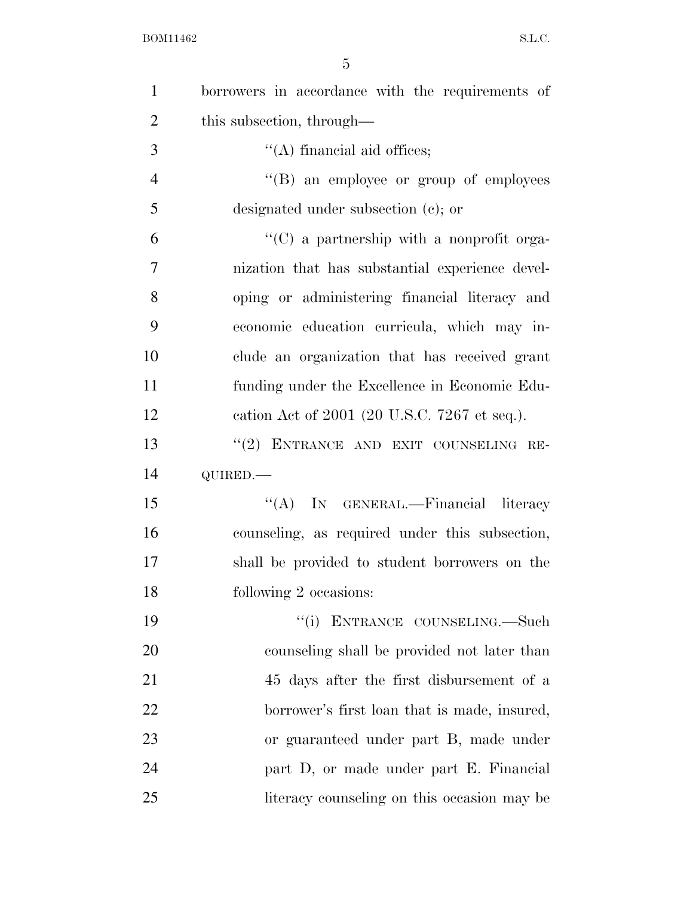borrowers in accordance with the requirements of this subsection, through—

"(A) financial aid offices;

"(B) an employee or group of employees designated under subsection (c); or

"(C) a partnership with a nonprofit organization that has substantial experience developing or administering financial literacy and economic education curricula, which may include an organization that has received grant funding under the Excellence in Economic Education Act of 2001 (20 U.S.C. 7267 et seq.).

"(2) ENTRANCE AND EXIT COUNSELING REQUIRED.—

"(A) IN GENERAL.—Financial literacy counseling, as required under this subsection, shall be provided to student borrowers on the following 2 occasions:

"(i) ENTRANCE COUNSELING.—Such counseling shall be provided not later than 45 days after the first disbursement of a borrower's first loan that is made, insured, or guaranteed under part B, made under part D, or made under part E. Financial literacy counseling on this occasion may be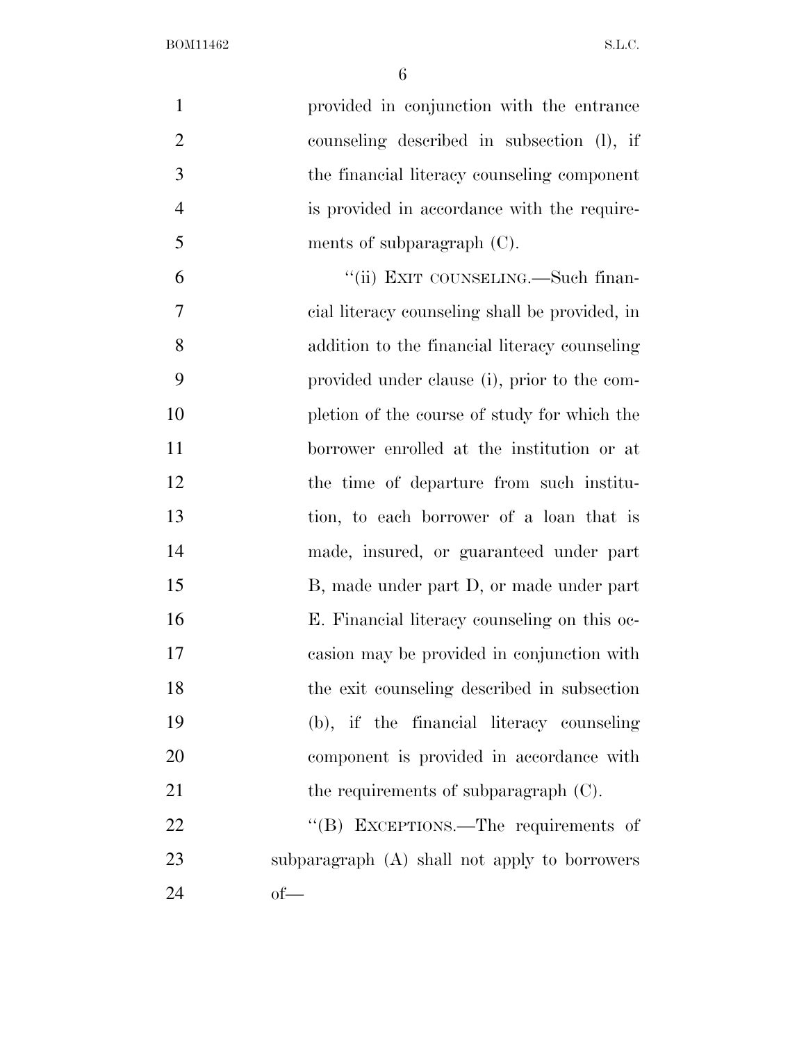provided in conjunction with the entrance counseling described in subsection (l), if the financial literacy counseling component is provided in accordance with the requirements of subparagraph (C).

"(ii) EXIT COUNSELING.—Such financial literacy counseling shall be provided, in addition to the financial literacy counseling provided under clause (i), prior to the completion of the course of study for which the borrower enrolled at the institution or at the time of departure from such institution, to each borrower of a loan that is made, insured, or guaranteed under part B, made under part D, or made under part E. Financial literacy counseling on this occasion may be provided in conjunction with the exit counseling described in subsection (b), if the financial literacy counseling component is provided in accordance with the requirements of subparagraph (C).

"(B) EXCEPTIONS.—The requirements of subparagraph (A) shall not apply to borrowers of—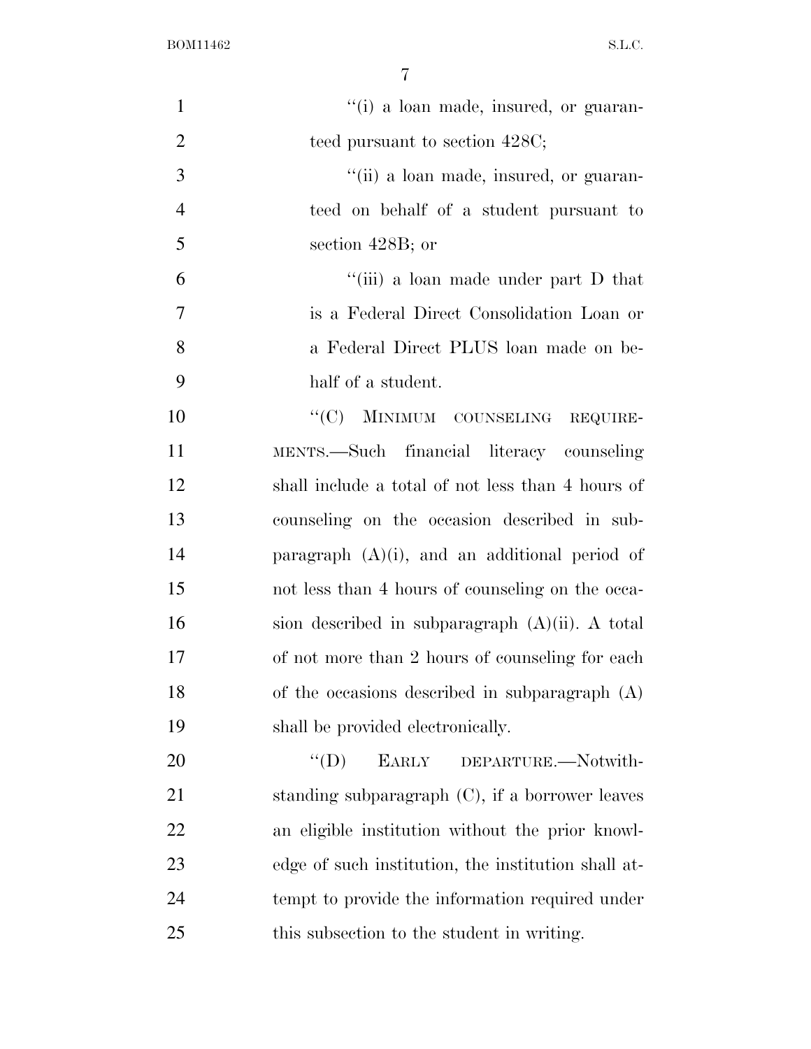"(i) a loan made, insured, or guaranteed pursuant to section 428C;

"(ii) a loan made, insured, or guaranteed on behalf of a student pursuant to section 428B; or

"(iii) a loan made under part D that is a Federal Direct Consolidation Loan or a Federal Direct PLUS loan made on behalf of a student.

"(C) MINIMUM COUNSELING REQUIREMENTS.—Such financial literacy counseling shall include a total of not less than 4 hours of counseling on the occasion described in subparagraph (A)(i), and an additional period of not less than 4 hours of counseling on the occasion described in subparagraph (A)(ii). A total of not more than 2 hours of counseling for each of the occasions described in subparagraph (A) shall be provided electronically.

"(D) EARLY DEPARTURE.—Notwithstanding subparagraph (C), if a borrower leaves an eligible institution without the prior knowledge of such institution, the institution shall attempt to provide the information required under this subsection to the student in writing.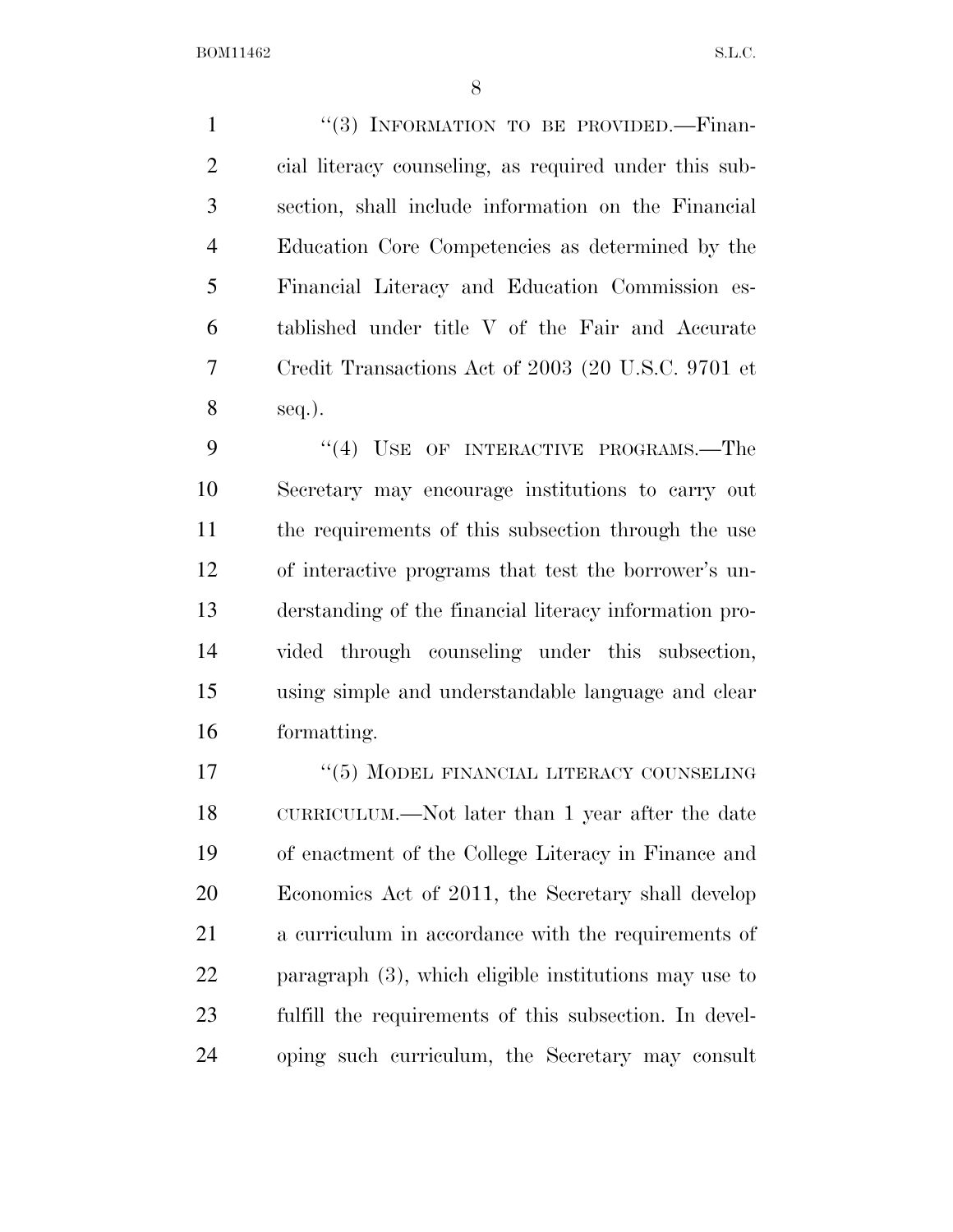"(3) INFORMATION TO BE PROVIDED.—Financial literacy counseling, as required under this subsection, shall include information on the Financial Education Core Competencies as determined by the Financial Literacy and Education Commission established under title V of the Fair and Accurate Credit Transactions Act of 2003 (20 U.S.C. 9701 et seq.).

"(4) USE OF INTERACTIVE PROGRAMS.—The Secretary may encourage institutions to carry out the requirements of this subsection through the use of interactive programs that test the borrower's understanding of the financial literacy information provided through counseling under this subsection, using simple and understandable language and clear formatting.

"(5) MODEL FINANCIAL LITERACY COUNSELING CURRICULUM.—Not later than 1 year after the date of enactment of the College Literacy in Finance and Economics Act of 2011, the Secretary shall develop a curriculum in accordance with the requirements of paragraph (3), which eligible institutions may use to fulfill the requirements of this subsection. In developing such curriculum, the Secretary may consult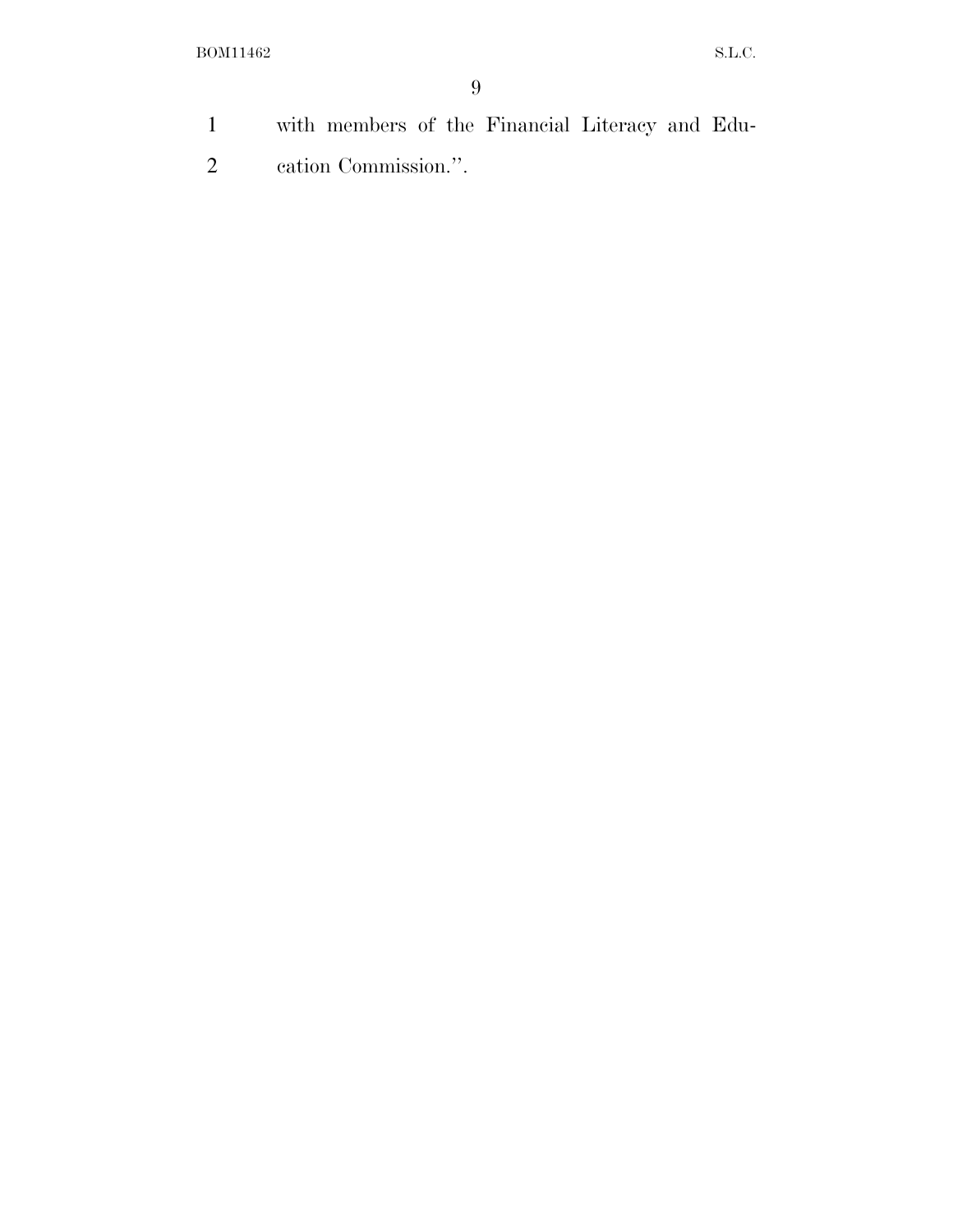with members of the Financial Literacy and Education Commission.''.